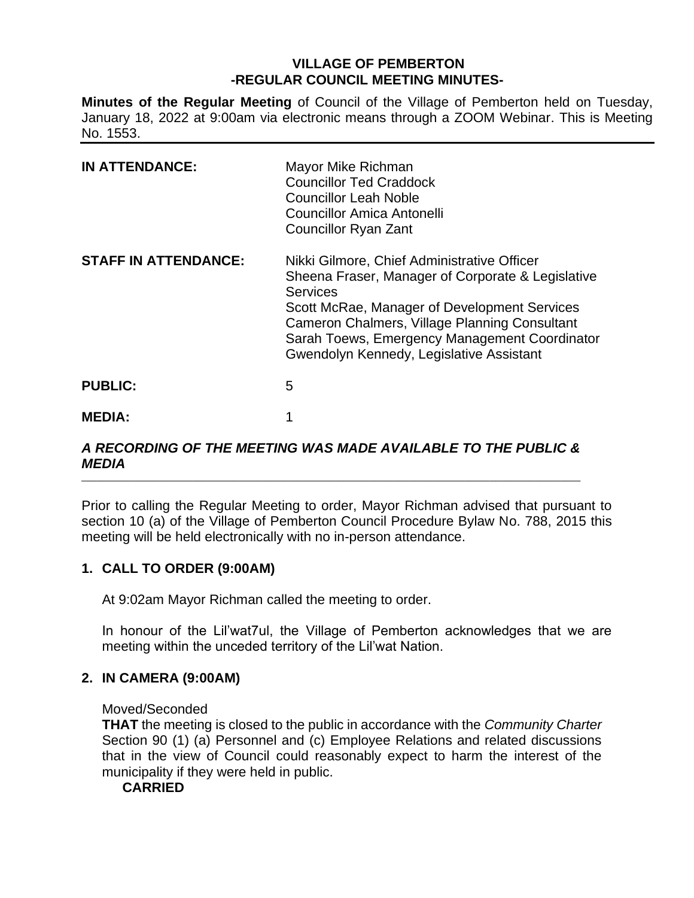# VILLAGE OF PEMBERTON
## -REGULAR COUNCIL MEETING MINUTES-

**Minutes of the Regular Meeting** of Council of the Village of Pemberton held on Tuesday, January 18, 2022 at 9:00am via electronic means through a ZOOM Webinar. This is Meeting No. 1553.

---

| | |
|---|---|
| **IN ATTENDANCE:** | Mayor Mike Richman<br>Councillor Ted Craddock<br>Councillor Leah Noble<br>Councillor Amica Antonelli<br>Councillor Ryan Zant |
| **STAFF IN ATTENDANCE:** | Nikki Gilmore, Chief Administrative Officer<br>Sheena Fraser, Manager of Corporate & Legislative Services<br>Scott McRae, Manager of Development Services<br>Cameron Chalmers, Village Planning Consultant<br>Sarah Toews, Emergency Management Coordinator<br>Gwendolyn Kennedy, Legislative Assistant |
| **PUBLIC:** | 5 |
| **MEDIA:** | 1 |

***A RECORDING OF THE MEETING WAS MADE AVAILABLE TO THE PUBLIC & MEDIA***

---

Prior to calling the Regular Meeting to order, Mayor Richman advised that pursuant to section 10 (a) of the Village of Pemberton Council Procedure Bylaw No. 788, 2015 this meeting will be held electronically with no in-person attendance.

## 1. CALL TO ORDER (9:00AM)

At 9:02am Mayor Richman called the meeting to order.

In honour of the Lil'wat7ul, the Village of Pemberton acknowledges that we are meeting within the unceded territory of the Lil'wat Nation.

## 2. IN CAMERA (9:00AM)

Moved/Seconded

**THAT** the meeting is closed to the public in accordance with the *Community Charter* Section 90 (1) (a) Personnel and (c) Employee Relations and related discussions that in the view of Council could reasonably expect to harm the interest of the municipality if they were held in public.

**CARRIED**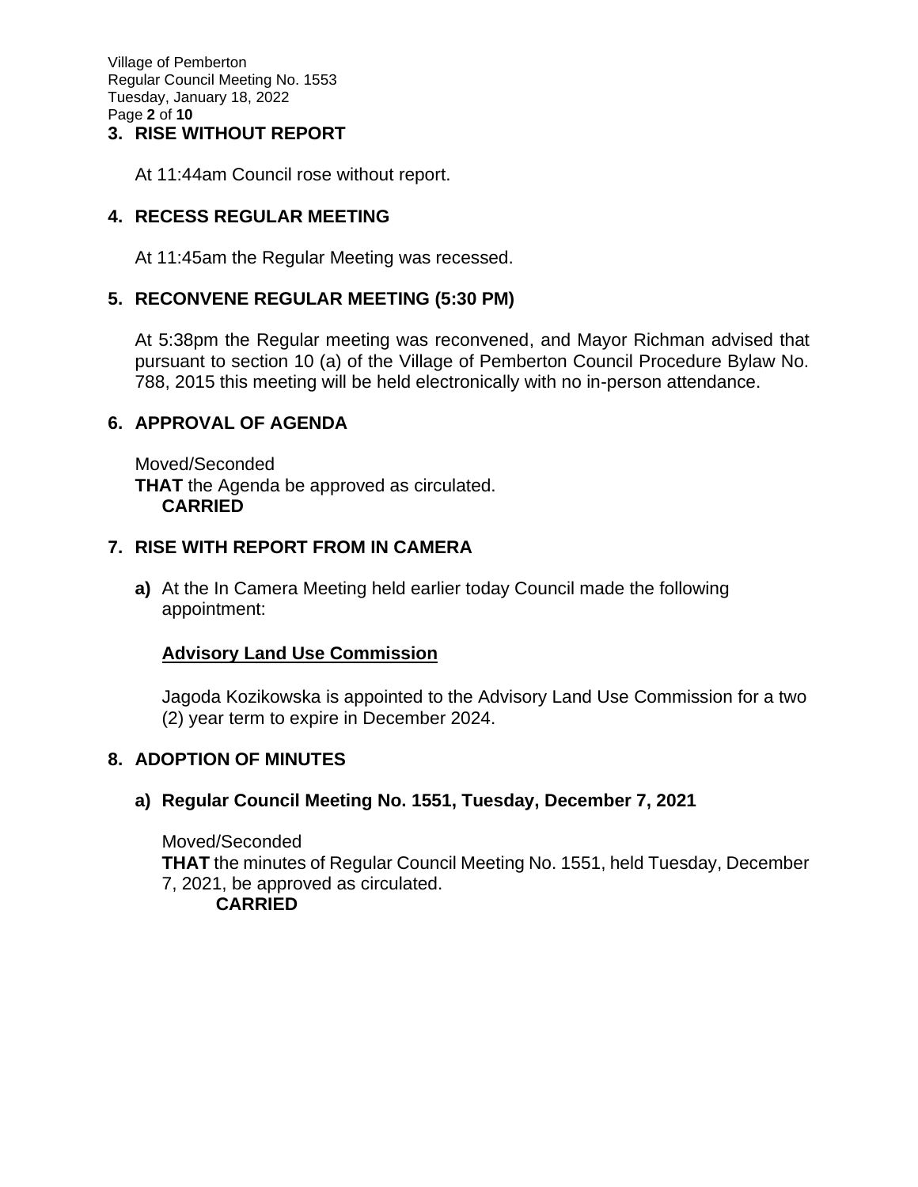## 3. RISE WITHOUT REPORT

At 11:44am Council rose without report.

## 4. RECESS REGULAR MEETING

At 11:45am the Regular Meeting was recessed.

## 5. RECONVENE REGULAR MEETING (5:30 PM)

At 5:38pm the Regular meeting was reconvened, and Mayor Richman advised that pursuant to section 10 (a) of the Village of Pemberton Council Procedure Bylaw No. 788, 2015 this meeting will be held electronically with no in-person attendance.

## 6. APPROVAL OF AGENDA

Moved/Seconded
**THAT** the Agenda be approved as circulated.
**CARRIED**

## 7. RISE WITH REPORT FROM IN CAMERA

**a)** At the In Camera Meeting held earlier today Council made the following appointment:

**Advisory Land Use Commission**

Jagoda Kozikowska is appointed to the Advisory Land Use Commission for a two (2) year term to expire in December 2024.

## 8. ADOPTION OF MINUTES

### a) Regular Council Meeting No. 1551, Tuesday, December 7, 2021

Moved/Seconded
**THAT** the minutes of Regular Council Meeting No. 1551, held Tuesday, December 7, 2021, be approved as circulated.
**CARRIED**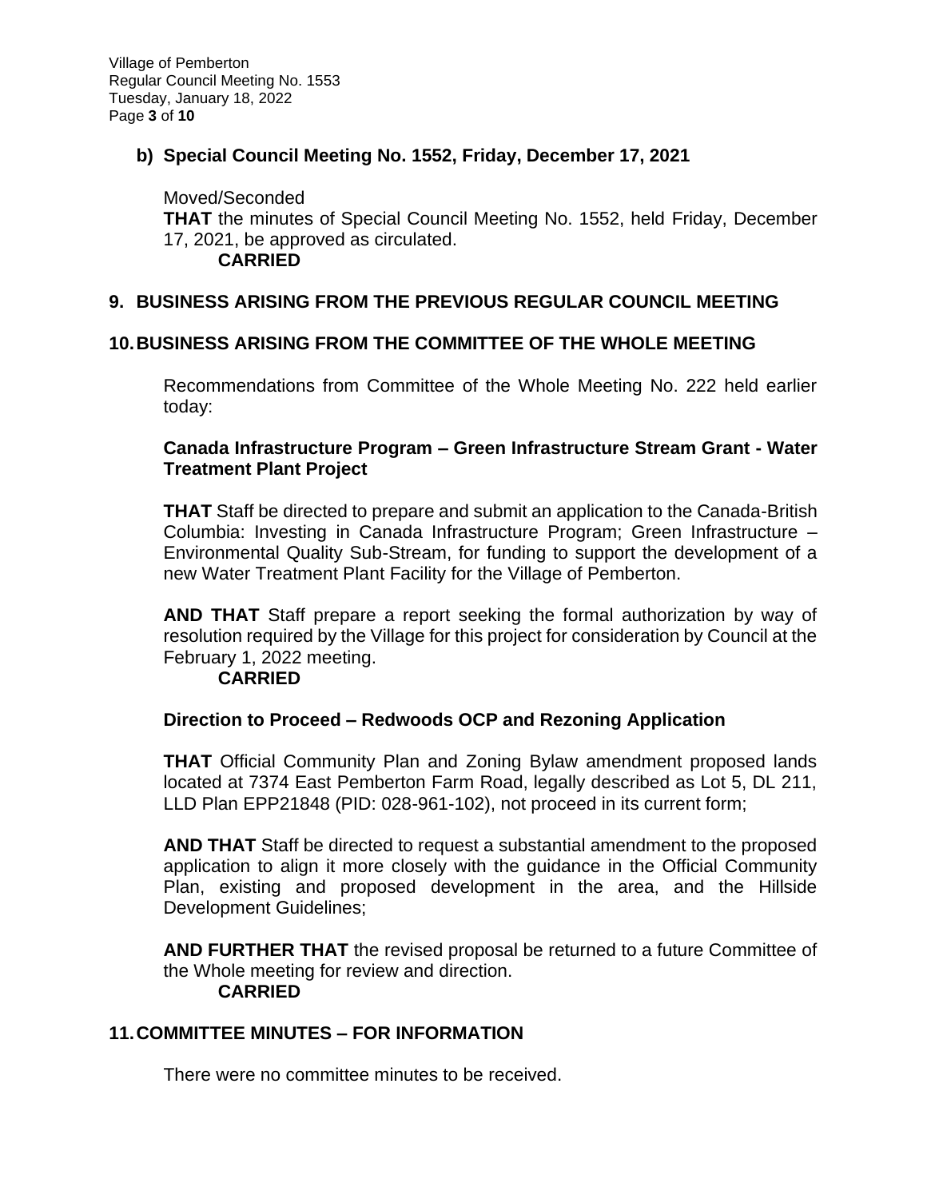### b) Special Council Meeting No. 1552, Friday, December 17, 2021

Moved/Seconded
**THAT** the minutes of Special Council Meeting No. 1552, held Friday, December 17, 2021, be approved as circulated.
**CARRIED**

## 9. BUSINESS ARISING FROM THE PREVIOUS REGULAR COUNCIL MEETING

## 10. BUSINESS ARISING FROM THE COMMITTEE OF THE WHOLE MEETING

Recommendations from Committee of the Whole Meeting No. 222 held earlier today:

**Canada Infrastructure Program – Green Infrastructure Stream Grant - Water Treatment Plant Project**

**THAT** Staff be directed to prepare and submit an application to the Canada-British Columbia: Investing in Canada Infrastructure Program; Green Infrastructure – Environmental Quality Sub-Stream, for funding to support the development of a new Water Treatment Plant Facility for the Village of Pemberton.

**AND THAT** Staff prepare a report seeking the formal authorization by way of resolution required by the Village for this project for consideration by Council at the February 1, 2022 meeting.
**CARRIED**

**Direction to Proceed – Redwoods OCP and Rezoning Application**

**THAT** Official Community Plan and Zoning Bylaw amendment proposed lands located at 7374 East Pemberton Farm Road, legally described as Lot 5, DL 211, LLD Plan EPP21848 (PID: 028-961-102), not proceed in its current form;

**AND THAT** Staff be directed to request a substantial amendment to the proposed application to align it more closely with the guidance in the Official Community Plan, existing and proposed development in the area, and the Hillside Development Guidelines;

**AND FURTHER THAT** the revised proposal be returned to a future Committee of the Whole meeting for review and direction.
**CARRIED**

## 11. COMMITTEE MINUTES – FOR INFORMATION

There were no committee minutes to be received.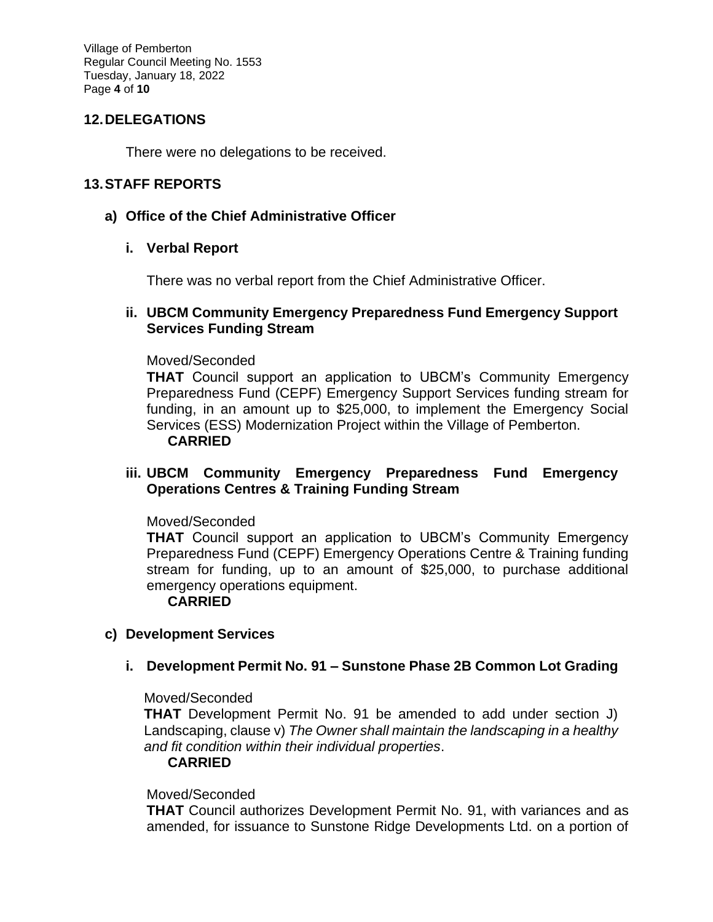## 12. DELEGATIONS

There were no delegations to be received.

## 13. STAFF REPORTS

### a) Office of the Chief Administrative Officer

#### i. Verbal Report

There was no verbal report from the Chief Administrative Officer.

#### ii. UBCM Community Emergency Preparedness Fund Emergency Support Services Funding Stream

Moved/Seconded

**THAT** Council support an application to UBCM's Community Emergency Preparedness Fund (CEPF) Emergency Support Services funding stream for funding, in an amount up to $25,000, to implement the Emergency Social Services (ESS) Modernization Project within the Village of Pemberton.

**CARRIED**

#### iii. UBCM Community Emergency Preparedness Fund Emergency Operations Centres & Training Funding Stream

Moved/Seconded

**THAT** Council support an application to UBCM's Community Emergency Preparedness Fund (CEPF) Emergency Operations Centre & Training funding stream for funding, up to an amount of $25,000, to purchase additional emergency operations equipment.

**CARRIED**

### c) Development Services

#### i. Development Permit No. 91 – Sunstone Phase 2B Common Lot Grading

Moved/Seconded

**THAT** Development Permit No. 91 be amended to add under section J) Landscaping, clause v) *The Owner shall maintain the landscaping in a healthy and fit condition within their individual properties*.

**CARRIED**

Moved/Seconded

**THAT** Council authorizes Development Permit No. 91, with variances and as amended, for issuance to Sunstone Ridge Developments Ltd. on a portion of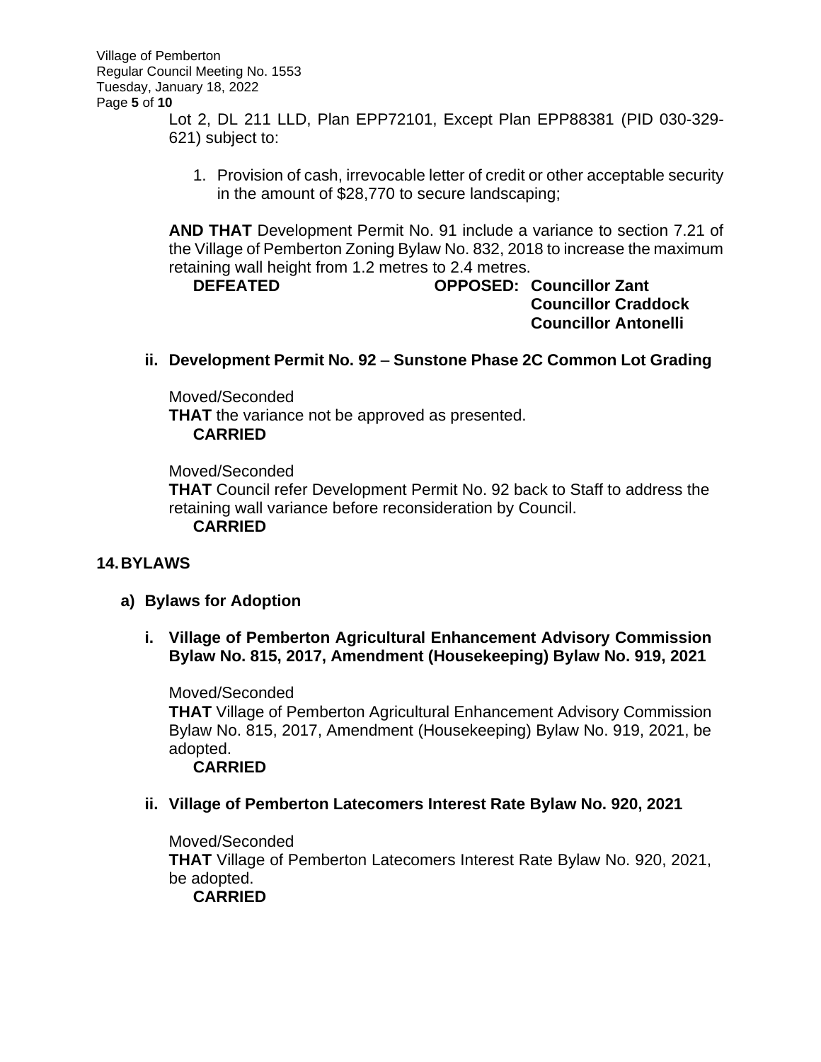Lot 2, DL 211 LLD, Plan EPP72101, Except Plan EPP88381 (PID 030-329-621) subject to:

1. Provision of cash, irrevocable letter of credit or other acceptable security in the amount of $28,770 to secure landscaping;

**AND THAT** Development Permit No. 91 include a variance to section 7.21 of the Village of Pemberton Zoning Bylaw No. 832, 2018 to increase the maximum retaining wall height from 1.2 metres to 2.4 metres.

**DEFEATED** **OPPOSED: Councillor Zant**
**Councillor Craddock**
**Councillor Antonelli**

**ii. Development Permit No. 92 – Sunstone Phase 2C Common Lot Grading**

Moved/Seconded
**THAT** the variance not be approved as presented.
**CARRIED**

Moved/Seconded
**THAT** Council refer Development Permit No. 92 back to Staff to address the retaining wall variance before reconsideration by Council.
**CARRIED**

## 14. BYLAWS

### a) Bylaws for Adoption

**i. Village of Pemberton Agricultural Enhancement Advisory Commission Bylaw No. 815, 2017, Amendment (Housekeeping) Bylaw No. 919, 2021**

Moved/Seconded
**THAT** Village of Pemberton Agricultural Enhancement Advisory Commission Bylaw No. 815, 2017, Amendment (Housekeeping) Bylaw No. 919, 2021, be adopted.
**CARRIED**

**ii. Village of Pemberton Latecomers Interest Rate Bylaw No. 920, 2021**

Moved/Seconded
**THAT** Village of Pemberton Latecomers Interest Rate Bylaw No. 920, 2021, be adopted.
**CARRIED**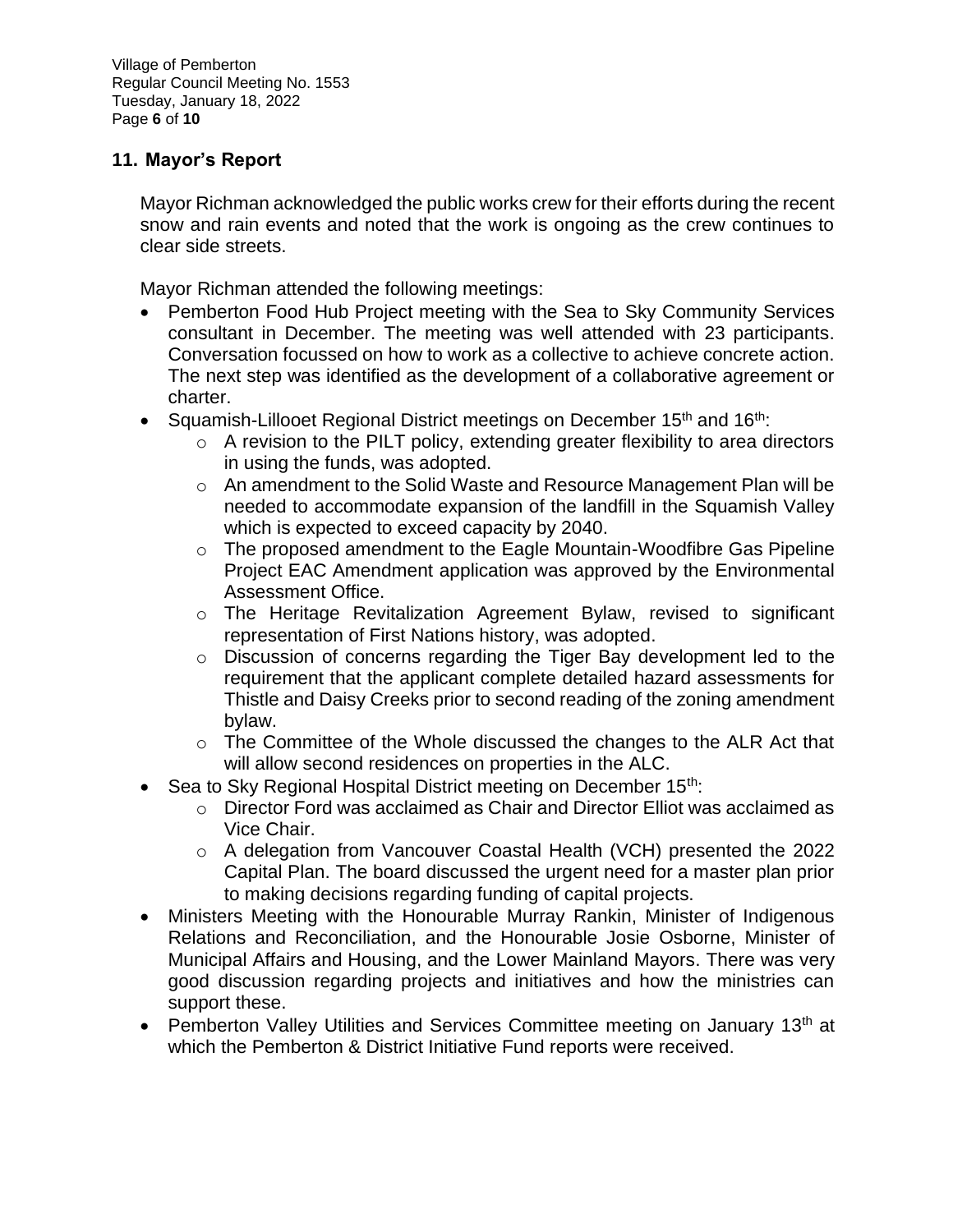## 11. Mayor's Report

Mayor Richman acknowledged the public works crew for their efforts during the recent snow and rain events and noted that the work is ongoing as the crew continues to clear side streets.

Mayor Richman attended the following meetings:

- Pemberton Food Hub Project meeting with the Sea to Sky Community Services consultant in December. The meeting was well attended with 23 participants. Conversation focussed on how to work as a collective to achieve concrete action. The next step was identified as the development of a collaborative agreement or charter.
- Squamish-Lillooet Regional District meetings on December 15th and 16th:
  - A revision to the PILT policy, extending greater flexibility to area directors in using the funds, was adopted.
  - An amendment to the Solid Waste and Resource Management Plan will be needed to accommodate expansion of the landfill in the Squamish Valley which is expected to exceed capacity by 2040.
  - The proposed amendment to the Eagle Mountain-Woodfibre Gas Pipeline Project EAC Amendment application was approved by the Environmental Assessment Office.
  - The Heritage Revitalization Agreement Bylaw, revised to significant representation of First Nations history, was adopted.
  - Discussion of concerns regarding the Tiger Bay development led to the requirement that the applicant complete detailed hazard assessments for Thistle and Daisy Creeks prior to second reading of the zoning amendment bylaw.
  - The Committee of the Whole discussed the changes to the ALR Act that will allow second residences on properties in the ALC.
- Sea to Sky Regional Hospital District meeting on December 15th:
  - Director Ford was acclaimed as Chair and Director Elliot was acclaimed as Vice Chair.
  - A delegation from Vancouver Coastal Health (VCH) presented the 2022 Capital Plan. The board discussed the urgent need for a master plan prior to making decisions regarding funding of capital projects.
- Ministers Meeting with the Honourable Murray Rankin, Minister of Indigenous Relations and Reconciliation, and the Honourable Josie Osborne, Minister of Municipal Affairs and Housing, and the Lower Mainland Mayors. There was very good discussion regarding projects and initiatives and how the ministries can support these.
- Pemberton Valley Utilities and Services Committee meeting on January 13th at which the Pemberton & District Initiative Fund reports were received.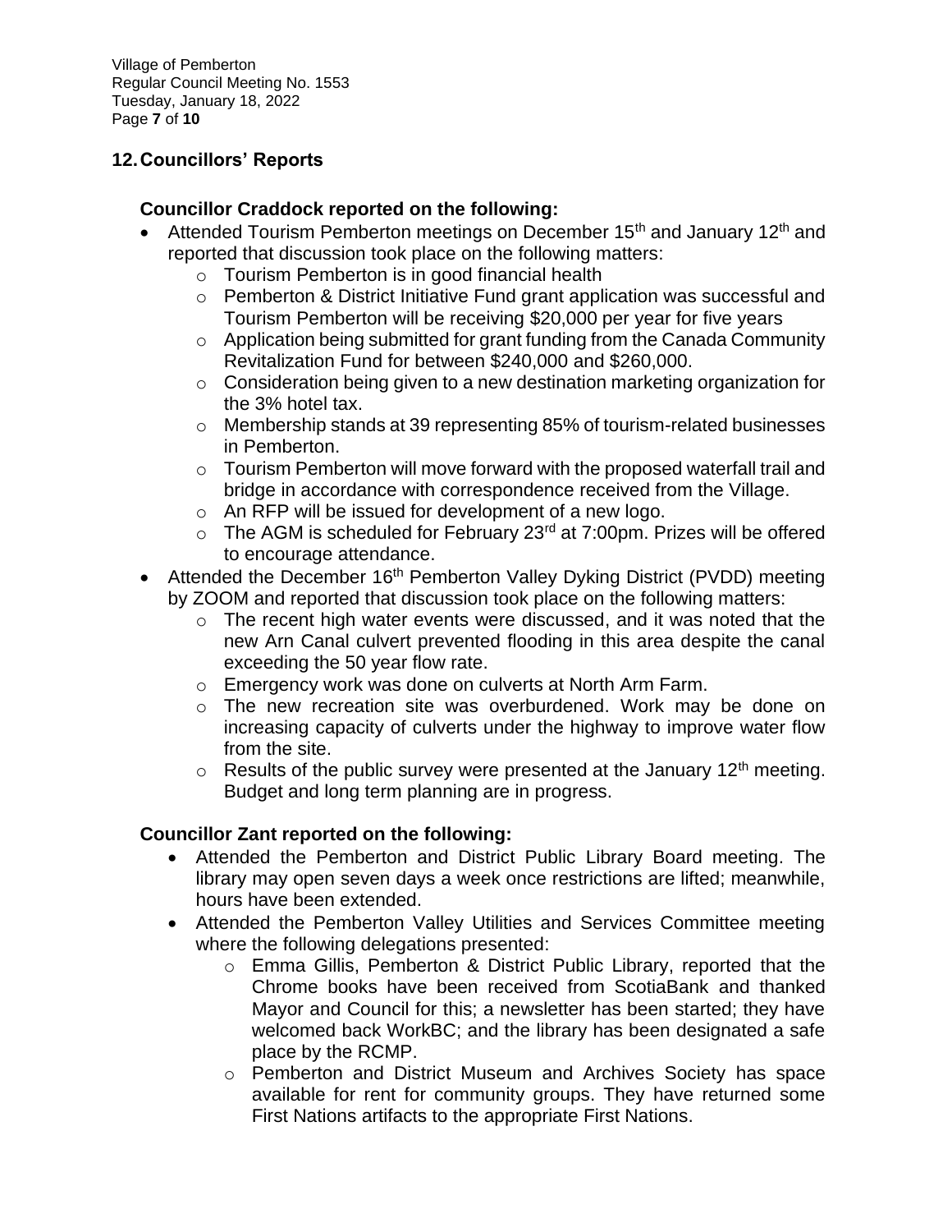## 12. Councillors' Reports

### Councillor Craddock reported on the following:

- Attended Tourism Pemberton meetings on December 15th and January 12th and reported that discussion took place on the following matters:
  - Tourism Pemberton is in good financial health
  - Pemberton & District Initiative Fund grant application was successful and Tourism Pemberton will be receiving $20,000 per year for five years
  - Application being submitted for grant funding from the Canada Community Revitalization Fund for between $240,000 and $260,000.
  - Consideration being given to a new destination marketing organization for the 3% hotel tax.
  - Membership stands at 39 representing 85% of tourism-related businesses in Pemberton.
  - Tourism Pemberton will move forward with the proposed waterfall trail and bridge in accordance with correspondence received from the Village.
  - An RFP will be issued for development of a new logo.
  - The AGM is scheduled for February 23rd at 7:00pm. Prizes will be offered to encourage attendance.
- Attended the December 16th Pemberton Valley Dyking District (PVDD) meeting by ZOOM and reported that discussion took place on the following matters:
  - The recent high water events were discussed, and it was noted that the new Arn Canal culvert prevented flooding in this area despite the canal exceeding the 50 year flow rate.
  - Emergency work was done on culverts at North Arm Farm.
  - The new recreation site was overburdened. Work may be done on increasing capacity of culverts under the highway to improve water flow from the site.
  - Results of the public survey were presented at the January 12th meeting. Budget and long term planning are in progress.

### Councillor Zant reported on the following:

- Attended the Pemberton and District Public Library Board meeting. The library may open seven days a week once restrictions are lifted; meanwhile, hours have been extended.
- Attended the Pemberton Valley Utilities and Services Committee meeting where the following delegations presented:
  - Emma Gillis, Pemberton & District Public Library, reported that the Chrome books have been received from ScotiaBank and thanked Mayor and Council for this; a newsletter has been started; they have welcomed back WorkBC; and the library has been designated a safe place by the RCMP.
  - Pemberton and District Museum and Archives Society has space available for rent for community groups. They have returned some First Nations artifacts to the appropriate First Nations.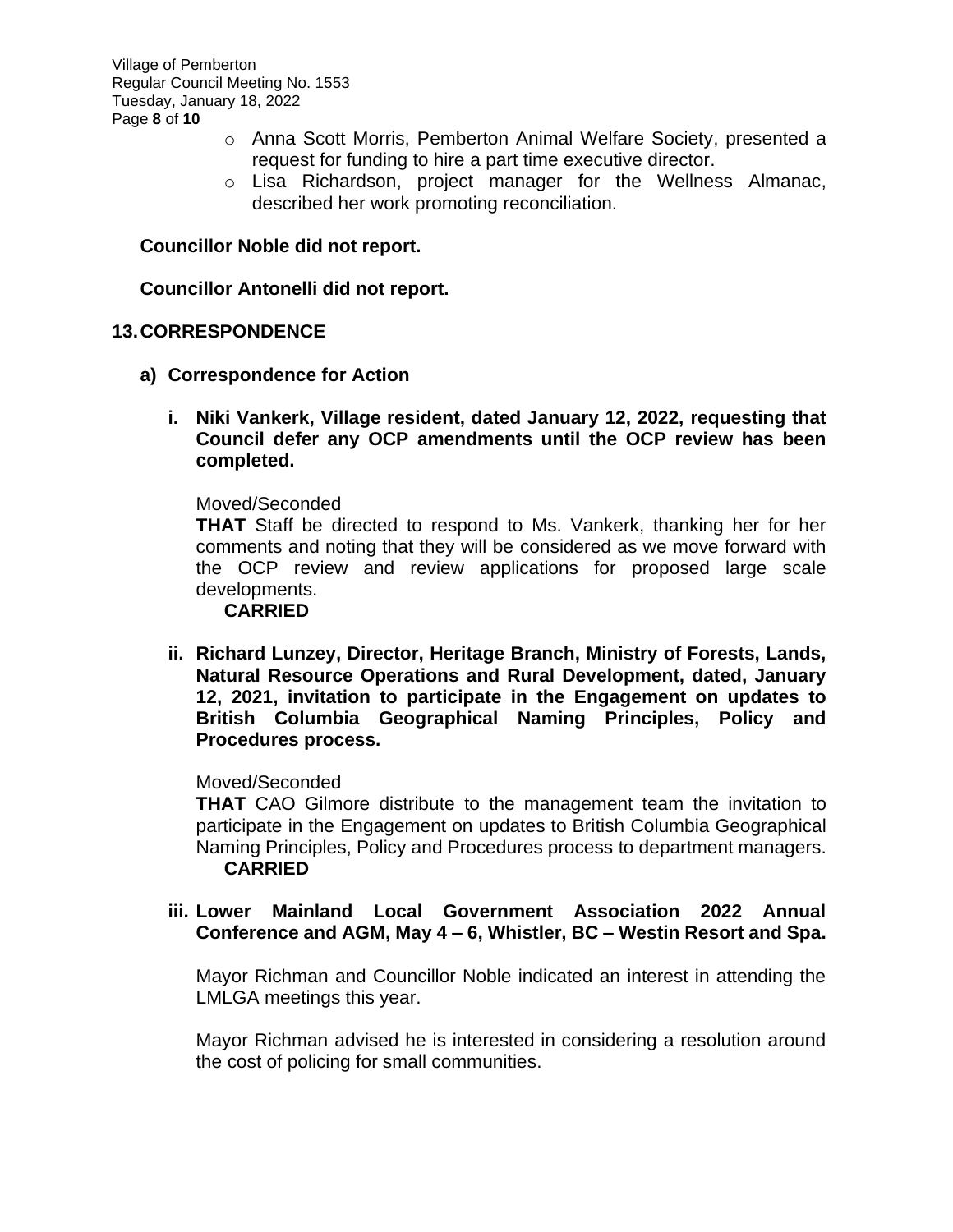- Anna Scott Morris, Pemberton Animal Welfare Society, presented a request for funding to hire a part time executive director.
- Lisa Richardson, project manager for the Wellness Almanac, described her work promoting reconciliation.

**Councillor Noble did not report.**

**Councillor Antonelli did not report.**

## 13. CORRESPONDENCE

### a) Correspondence for Action

**i. Niki Vankerk, Village resident, dated January 12, 2022, requesting that Council defer any OCP amendments until the OCP review has been completed.**

Moved/Seconded

**THAT** Staff be directed to respond to Ms. Vankerk, thanking her for her comments and noting that they will be considered as we move forward with the OCP review and review applications for proposed large scale developments.

**CARRIED**

**ii. Richard Lunzey, Director, Heritage Branch, Ministry of Forests, Lands, Natural Resource Operations and Rural Development, dated, January 12, 2021, invitation to participate in the Engagement on updates to British Columbia Geographical Naming Principles, Policy and Procedures process.**

Moved/Seconded

**THAT** CAO Gilmore distribute to the management team the invitation to participate in the Engagement on updates to British Columbia Geographical Naming Principles, Policy and Procedures process to department managers.

**CARRIED**

**iii. Lower Mainland Local Government Association 2022 Annual Conference and AGM, May 4 – 6, Whistler, BC – Westin Resort and Spa.**

Mayor Richman and Councillor Noble indicated an interest in attending the LMLGA meetings this year.

Mayor Richman advised he is interested in considering a resolution around the cost of policing for small communities.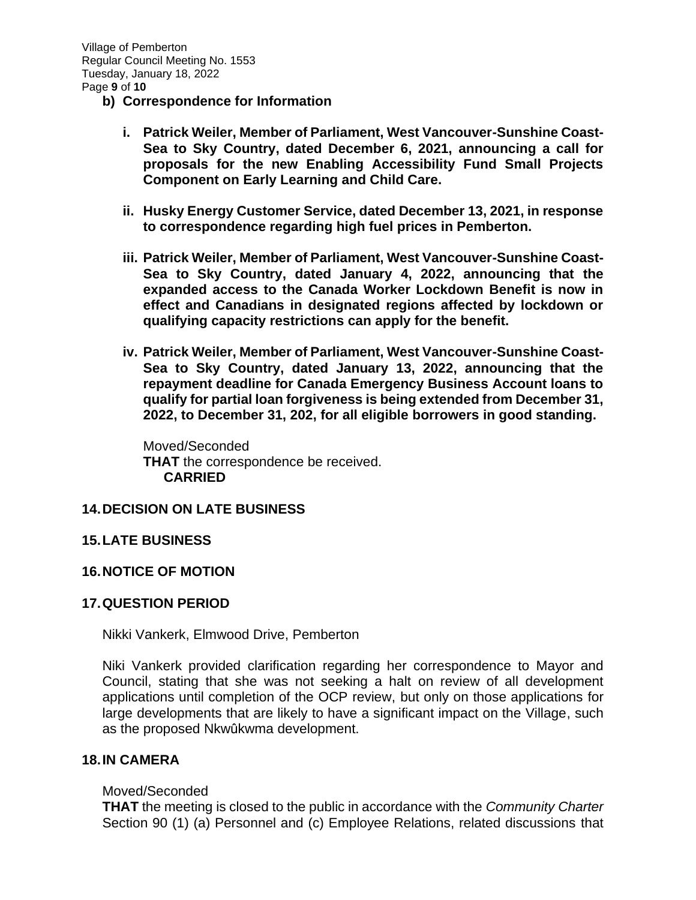**b) Correspondence for Information**

**i. Patrick Weiler, Member of Parliament, West Vancouver-Sunshine Coast-Sea to Sky Country, dated December 6, 2021, announcing a call for proposals for the new Enabling Accessibility Fund Small Projects Component on Early Learning and Child Care.**

**ii. Husky Energy Customer Service, dated December 13, 2021, in response to correspondence regarding high fuel prices in Pemberton.**

**iii. Patrick Weiler, Member of Parliament, West Vancouver-Sunshine Coast-Sea to Sky Country, dated January 4, 2022, announcing that the expanded access to the Canada Worker Lockdown Benefit is now in effect and Canadians in designated regions affected by lockdown or qualifying capacity restrictions can apply for the benefit.**

**iv. Patrick Weiler, Member of Parliament, West Vancouver-Sunshine Coast-Sea to Sky Country, dated January 13, 2022, announcing that the repayment deadline for Canada Emergency Business Account loans to qualify for partial loan forgiveness is being extended from December 31, 2022, to December 31, 202, for all eligible borrowers in good standing.**

Moved/Seconded
**THAT** the correspondence be received.
**CARRIED**

## 14. DECISION ON LATE BUSINESS

## 15. LATE BUSINESS

## 16. NOTICE OF MOTION

## 17. QUESTION PERIOD

Nikki Vankerk, Elmwood Drive, Pemberton

Niki Vankerk provided clarification regarding her correspondence to Mayor and Council, stating that she was not seeking a halt on review of all development applications until completion of the OCP review, but only on those applications for large developments that are likely to have a significant impact on the Village, such as the proposed Nkwûkwma development.

## 18. IN CAMERA

Moved/Seconded
**THAT** the meeting is closed to the public in accordance with the *Community Charter* Section 90 (1) (a) Personnel and (c) Employee Relations, related discussions that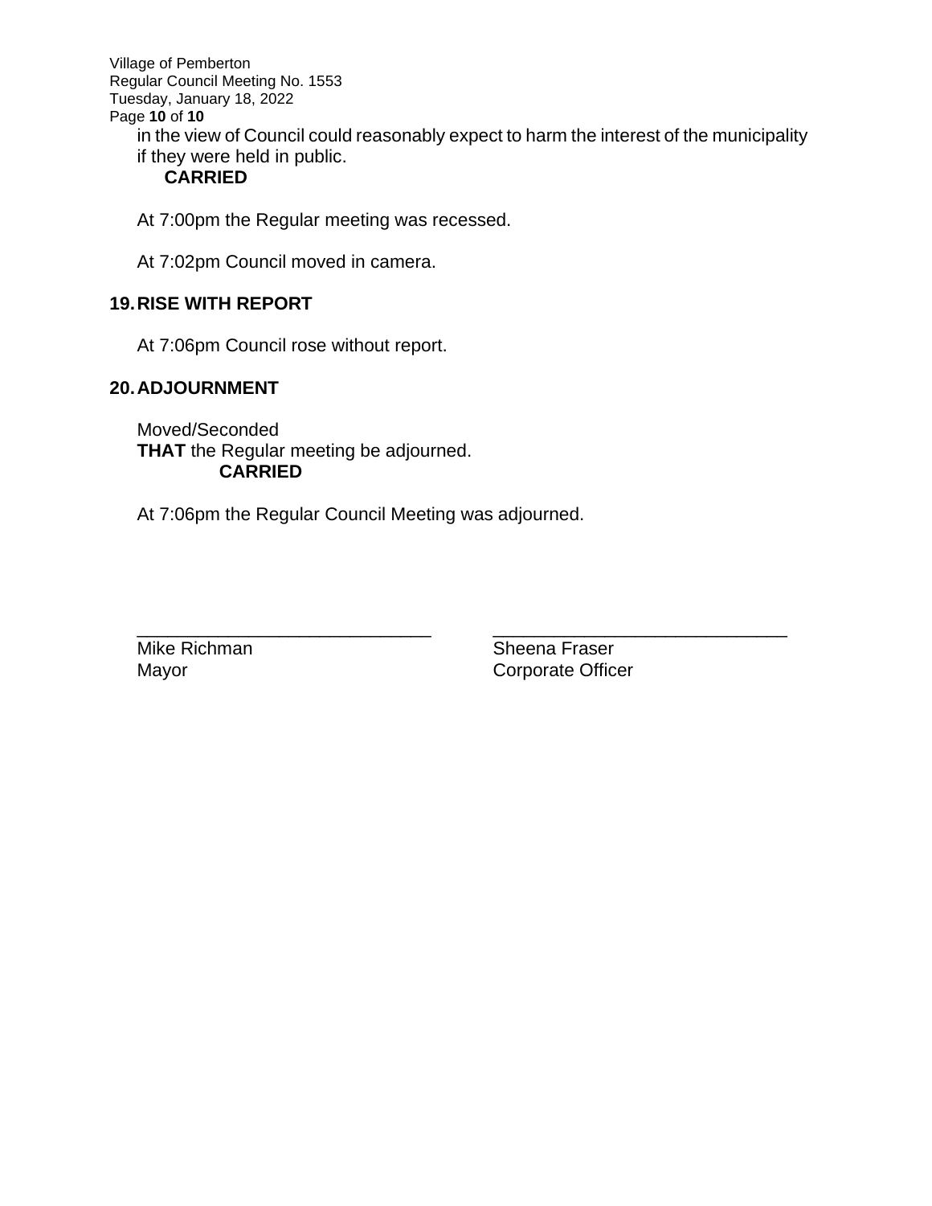in the view of Council could reasonably expect to harm the interest of the municipality if they were held in public.

**CARRIED**

At 7:00pm the Regular meeting was recessed.

At 7:02pm Council moved in camera.

## 19. RISE WITH REPORT

At 7:06pm Council rose without report.

## 20. ADJOURNMENT

Moved/Seconded
**THAT** the Regular meeting be adjourned.

**CARRIED**

At 7:06pm the Regular Council Meeting was adjourned.

| | |
|---|---|
| ______________________________ | ______________________________ |
| Mike Richman | Sheena Fraser |
| Mayor | Corporate Officer |